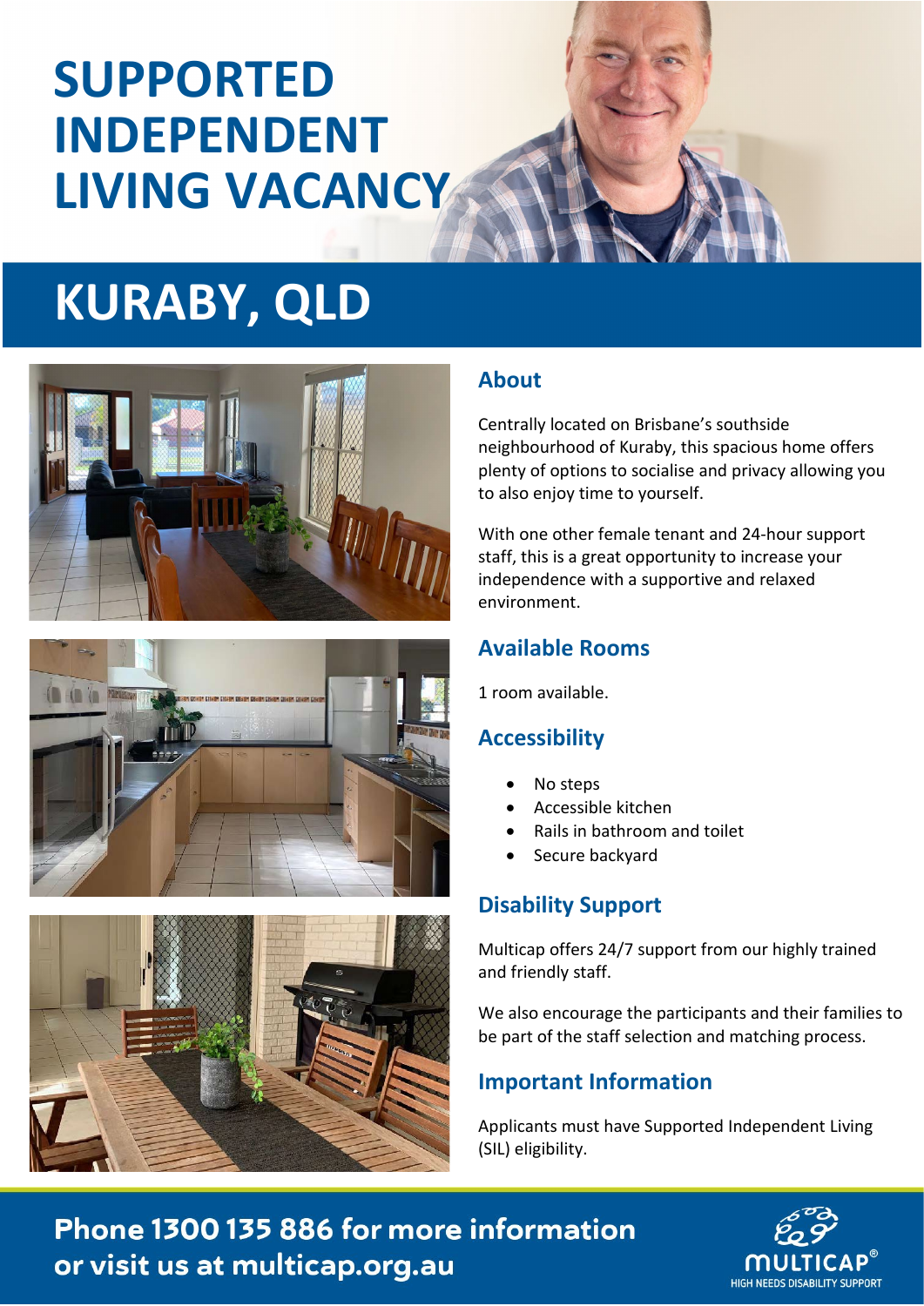# SUPPORTED INDEPENDENT LIVING VACANCY

# KURABY, QLD

## About

Centrally located on Brisbane's southside neighbourhood of Kuraby, this spacious home offers plenty of options to socialise and privacy allowing you to also enjoy time to yourself.

With one other female tenant and 24-hour support staff, this is a great opportunity to increase your independence with a supportive and relaxed environment.

## Available Rooms

1 room available.

## Accessibility

- No steps
- Accessible kitchen
- Rails in bathroom and toilet
- Secure backyard

## Disability Support

Multicap offers 24/7 support from our highly trained and friendly staff.

We also encourage the participants and their families to be part of the staff selection and matching process.

## Important Information

Applicants must have Supported Independent Living (SIL) eligibility.

**Phone 1300 135 886 for more information or visit us at multicap.org.au**

MULTICAP® HIGH NEEDS DISABILITY SUPPORT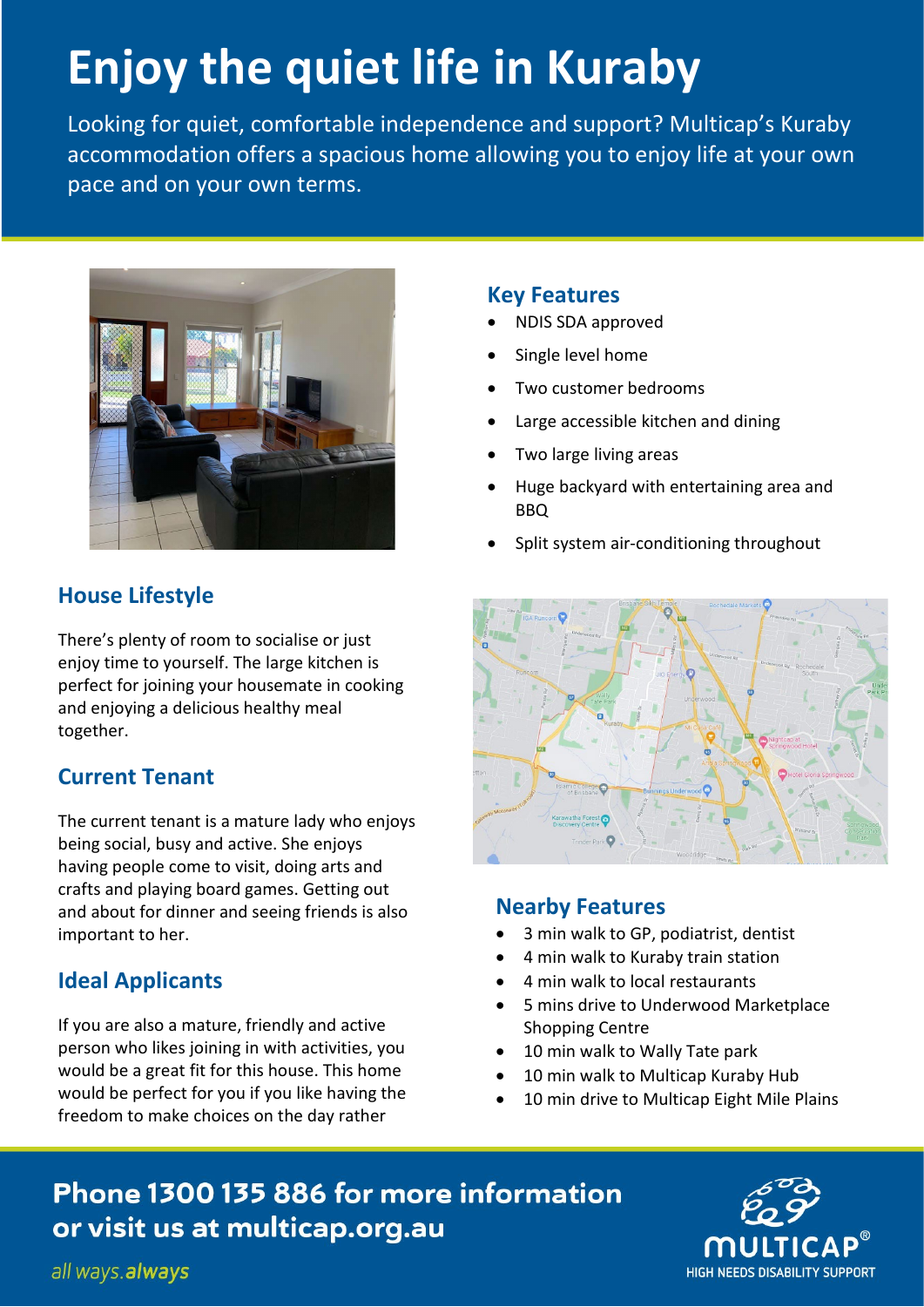# Enjoy the quiet life in Kuraby

Looking for quiet, comfortable independence and support? Multicap's Kuraby accommodation offers a spacious home allowing you to enjoy life at your own pace and on your own terms.

## Key Features

- NDIS SDA approved
- Single level home
- Two customer bedrooms
- Large accessible kitchen and dining
- Two large living areas
- Huge backyard with entertaining area and BBQ
- Split system air-conditioning throughout

## House Lifestyle

There's plenty of room to socialise or just enjoy time to yourself. The large kitchen is perfect for joining your housemate in cooking and enjoying a delicious healthy meal together.

## Current Tenant

The current tenant is a mature lady who enjoys being social, busy and active. She enjoys having people come to visit, doing arts and crafts and playing board games. Getting out and about for dinner and seeing friends is also important to her.

## Ideal Applicants

If you are also a mature, friendly and active person who likes joining in with activities, you would be a great fit for this house. This home would be perfect for you if you like having the freedom to make choices on the day rather

## Nearby Features

- 3 min walk to GP, podiatrist, dentist
- 4 min walk to Kuraby train station
- 4 min walk to local restaurants
- 5 mins drive to Underwood Marketplace Shopping Centre
- 10 min walk to Wally Tate park
- 10 min walk to Multicap Kuraby Hub
- 10 min drive to Multicap Eight Mile Plains

**Phone 1300 135 886 for more information or visit us at multicap.org.au**

*all ways.**always***

MULTICAP® HIGH NEEDS DISABILITY SUPPORT